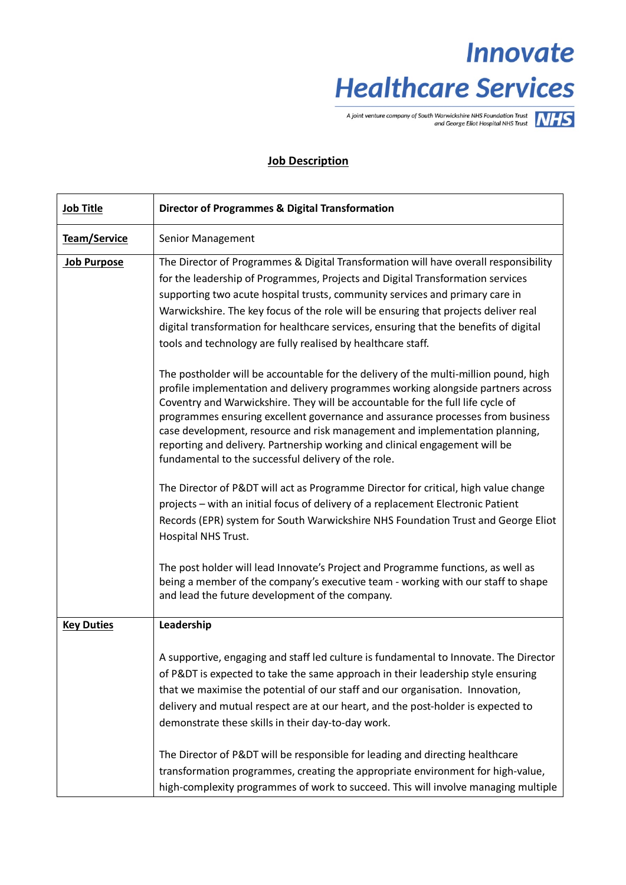**Innovate Healthcare Services**

A joint venture company of South Warwickshire NHS Foundation Trust and George Eliot Hospital NHS Trust NHS

# Job Description

| | |
|---|---|
| **Job Title** | **Director of Programmes & Digital Transformation** |
| **Team/Service** | Senior Management |
| **Job Purpose** | The Director of Programmes & Digital Transformation will have overall responsibility for the leadership of Programmes, Projects and Digital Transformation services supporting two acute hospital trusts, community services and primary care in Warwickshire. The key focus of the role will be ensuring that projects deliver real digital transformation for healthcare services, ensuring that the benefits of digital tools and technology are fully realised by healthcare staff.<br><br>The postholder will be accountable for the delivery of the multi-million pound, high profile implementation and delivery programmes working alongside partners across Coventry and Warwickshire. They will be accountable for the full life cycle of programmes ensuring excellent governance and assurance processes from business case development, resource and risk management and implementation planning, reporting and delivery. Partnership working and clinical engagement will be fundamental to the successful delivery of the role.<br><br>The Director of P&DT will act as Programme Director for critical, high value change projects – with an initial focus of delivery of a replacement Electronic Patient Records (EPR) system for South Warwickshire NHS Foundation Trust and George Eliot Hospital NHS Trust.<br><br>The post holder will lead Innovate's Project and Programme functions, as well as being a member of the company's executive team - working with our staff to shape and lead the future development of the company. |
| **Key Duties** | **Leadership**<br><br>A supportive, engaging and staff led culture is fundamental to Innovate. The Director of P&DT is expected to take the same approach in their leadership style ensuring that we maximise the potential of our staff and our organisation. Innovation, delivery and mutual respect are at our heart, and the post-holder is expected to demonstrate these skills in their day-to-day work.<br><br>The Director of P&DT will be responsible for leading and directing healthcare transformation programmes, creating the appropriate environment for high-value, high-complexity programmes of work to succeed. This will involve managing multiple |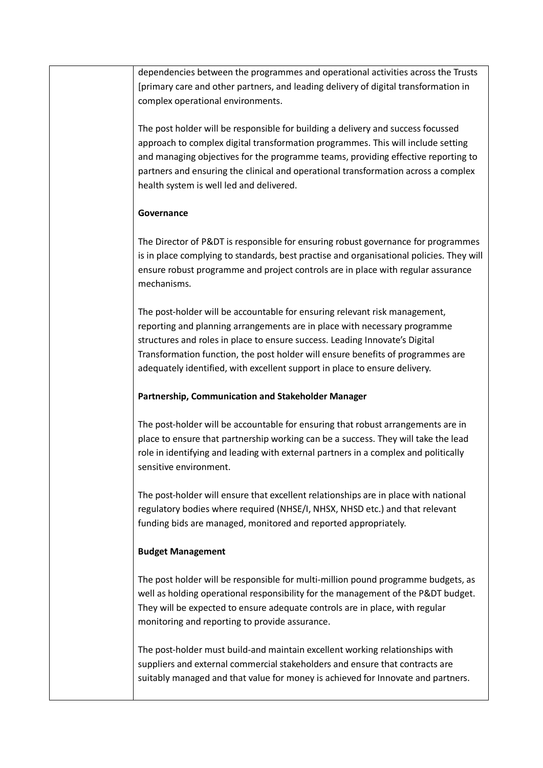| | |
|---|---|
| | dependencies between the programmes and operational activities across the Trusts [primary care and other partners, and leading delivery of digital transformation in complex operational environments.<br><br>The post holder will be responsible for building a delivery and success focussed approach to complex digital transformation programmes. This will include setting and managing objectives for the programme teams, providing effective reporting to partners and ensuring the clinical and operational transformation across a complex health system is well led and delivered.<br><br>**Governance**<br><br>The Director of P&DT is responsible for ensuring robust governance for programmes is in place complying to standards, best practise and organisational policies. They will ensure robust programme and project controls are in place with regular assurance mechanisms.<br><br>The post-holder will be accountable for ensuring relevant risk management, reporting and planning arrangements are in place with necessary programme structures and roles in place to ensure success. Leading Innovate's Digital Transformation function, the post holder will ensure benefits of programmes are adequately identified, with excellent support in place to ensure delivery.<br><br>**Partnership, Communication and Stakeholder Manager**<br><br>The post-holder will be accountable for ensuring that robust arrangements are in place to ensure that partnership working can be a success. They will take the lead role in identifying and leading with external partners in a complex and politically sensitive environment.<br><br>The post-holder will ensure that excellent relationships are in place with national regulatory bodies where required (NHSE/I, NHSX, NHSD etc.) and that relevant funding bids are managed, monitored and reported appropriately.<br><br>**Budget Management**<br><br>The post holder will be responsible for multi-million pound programme budgets, as well as holding operational responsibility for the management of the P&DT budget. They will be expected to ensure adequate controls are in place, with regular monitoring and reporting to provide assurance.<br><br>The post-holder must build-and maintain excellent working relationships with suppliers and external commercial stakeholders and ensure that contracts are suitably managed and that value for money is achieved for Innovate and partners. |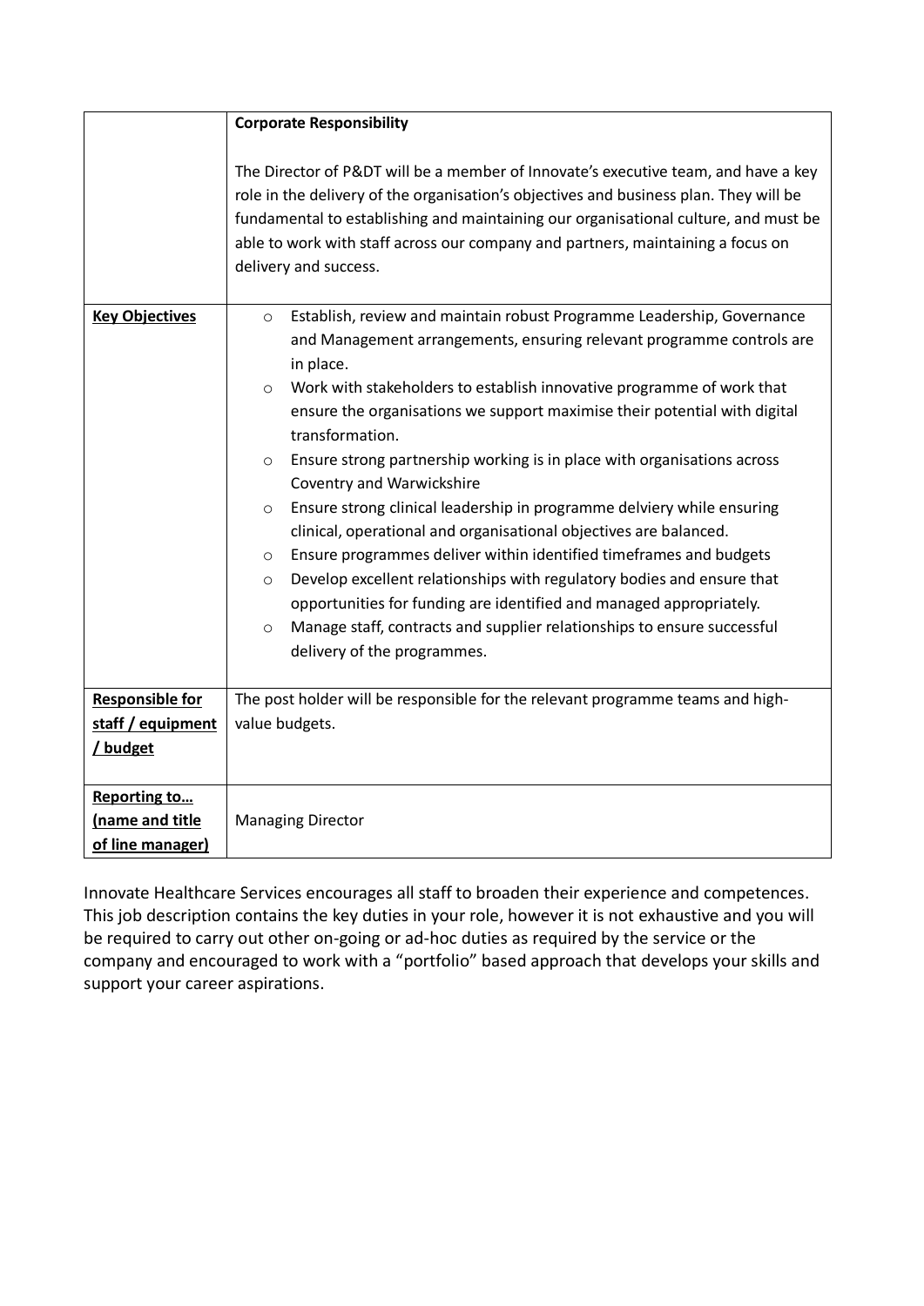| | |
|---|---|
| | **Corporate Responsibility**<br><br>The Director of P&DT will be a member of Innovate's executive team, and have a key role in the delivery of the organisation's objectives and business plan. They will be fundamental to establishing and maintaining our organisational culture, and must be able to work with staff across our company and partners, maintaining a focus on delivery and success. |
| **Key Objectives** | ○ Establish, review and maintain robust Programme Leadership, Governance and Management arrangements, ensuring relevant programme controls are in place.<br>○ Work with stakeholders to establish innovative programme of work that ensure the organisations we support maximise their potential with digital transformation.<br>○ Ensure strong partnership working is in place with organisations across Coventry and Warwickshire<br>○ Ensure strong clinical leadership in programme delviery while ensuring clinical, operational and organisational objectives are balanced.<br>○ Ensure programmes deliver within identified timeframes and budgets<br>○ Develop excellent relationships with regulatory bodies and ensure that opportunities for funding are identified and managed appropriately.<br>○ Manage staff, contracts and supplier relationships to ensure successful delivery of the programmes. |
| **Responsible for staff / equipment / budget** | The post holder will be responsible for the relevant programme teams and high-value budgets. |
| **Reporting to… (name and title of line manager)** | Managing Director |

Innovate Healthcare Services encourages all staff to broaden their experience and competences. This job description contains the key duties in your role, however it is not exhaustive and you will be required to carry out other on-going or ad-hoc duties as required by the service or the company and encouraged to work with a "portfolio" based approach that develops your skills and support your career aspirations.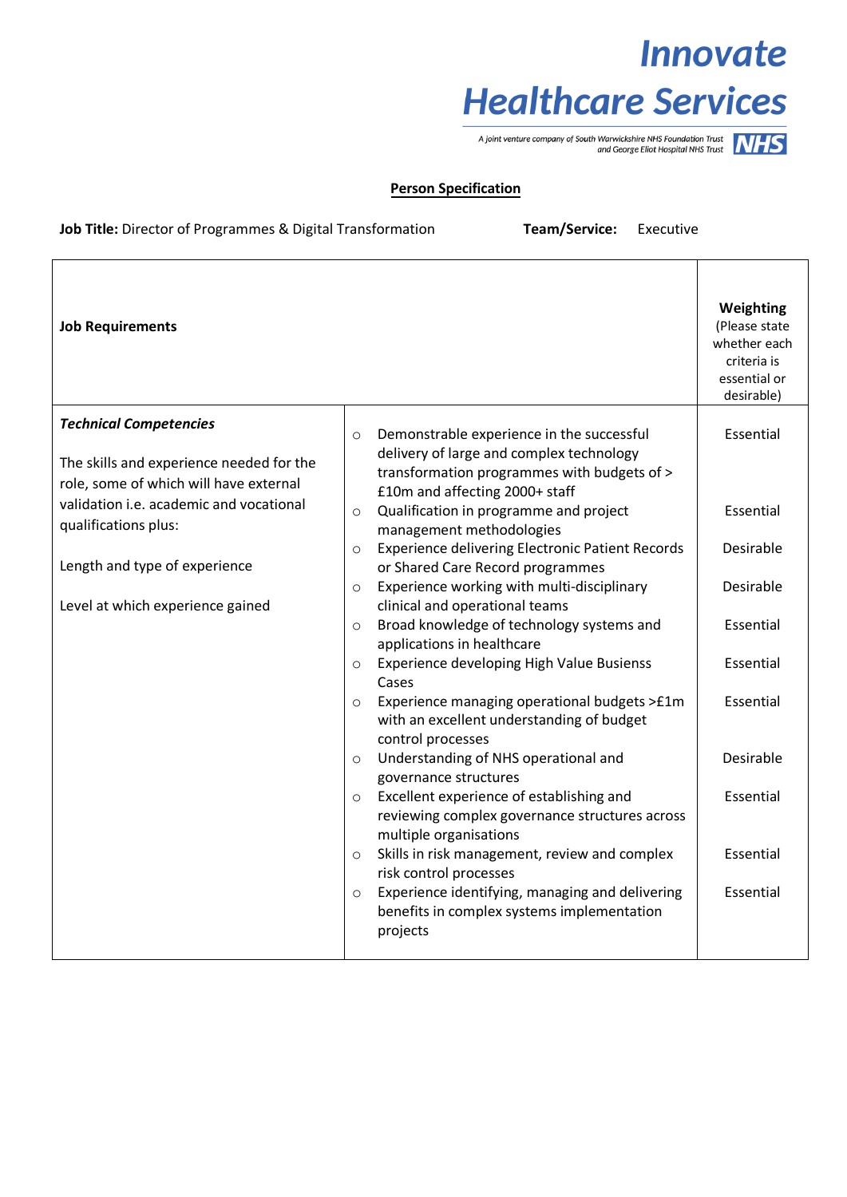**Innovate Healthcare Services**

A joint venture company of South Warwickshire NHS Foundation Trust and George Eliot Hospital NHS Trust NHS

**Person Specification**

**Job Title:** Director of Programmes & Digital Transformation **Team/Service:** Executive

| **Job Requirements** | | **Weighting** (Please state whether each criteria is essential or desirable) |
|---|---|---|
| ***Technical Competencies***<br><br>The skills and experience needed for the role, some of which will have external validation i.e. academic and vocational qualifications plus:<br><br>Length and type of experience<br><br>Level at which experience gained | ○ Demonstrable experience in the successful delivery of large and complex technology transformation programmes with budgets of > £10m and affecting 2000+ staff | Essential |
| | ○ Qualification in programme and project management methodologies | Essential |
| | ○ Experience delivering Electronic Patient Records or Shared Care Record programmes | Desirable |
| | ○ Experience working with multi-disciplinary clinical and operational teams | Desirable |
| | ○ Broad knowledge of technology systems and applications in healthcare | Essential |
| | ○ Experience developing High Value Businss Cases | Essential |
| | ○ Experience managing operational budgets >£1m with an excellent understanding of budget control processes | Essential |
| | ○ Understanding of NHS operational and governance structures | Desirable |
| | ○ Excellent experience of establishing and reviewing complex governance structures across multiple organisations | Essential |
| | ○ Skills in risk management, review and complex risk control processes | Essential |
| | ○ Experience identifying, managing and delivering benefits in complex systems implementation projects | Essential |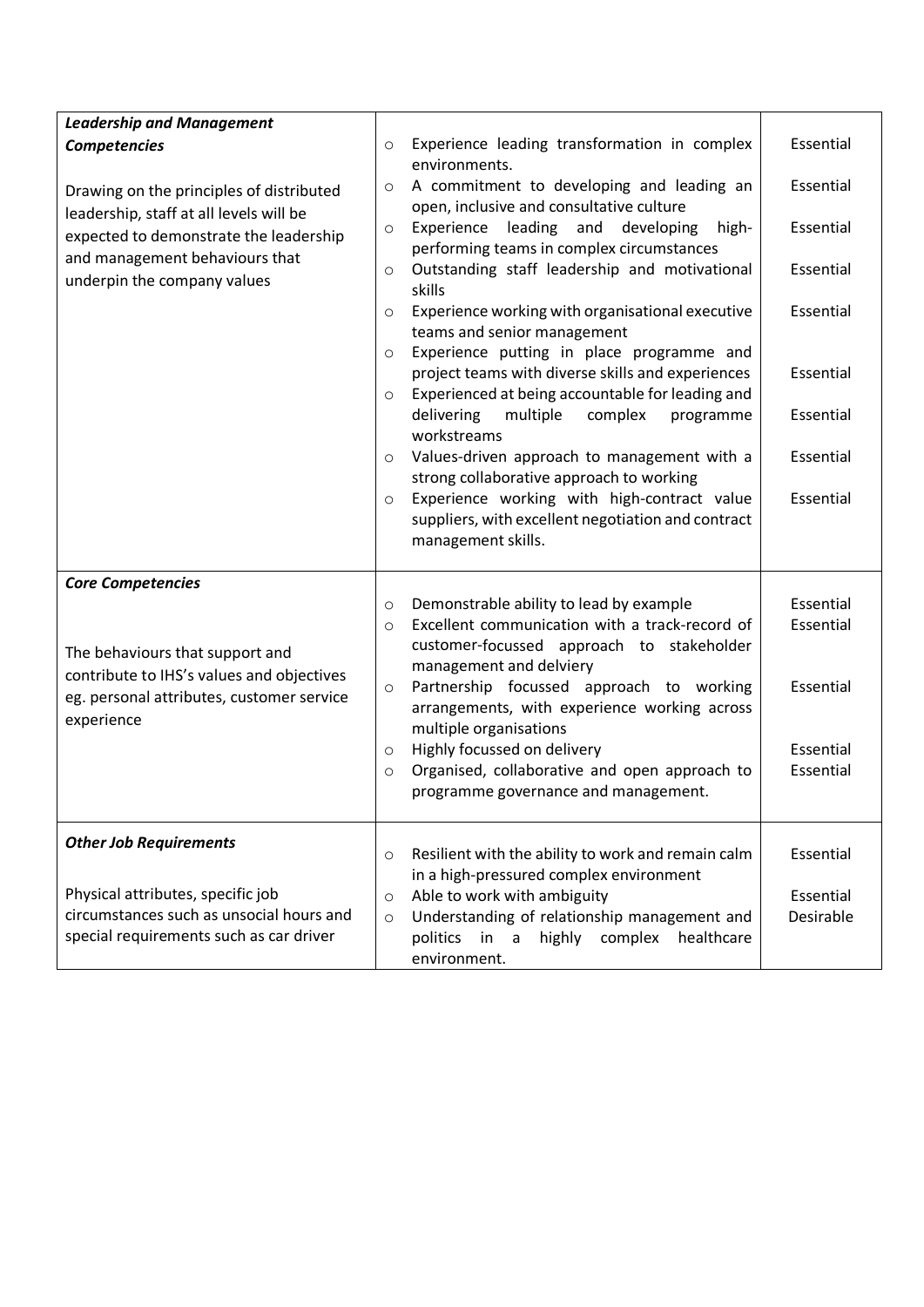| | | |
|---|---|---|
| ***Leadership and Management Competencies***<br><br>Drawing on the principles of distributed leadership, staff at all levels will be expected to demonstrate the leadership and management behaviours that underpin the company values | ○ Experience leading transformation in complex environments.<br>○ A commitment to developing and leading an open, inclusive and consultative culture<br>○ Experience leading and developing high-performing teams in complex circumstances<br>○ Outstanding staff leadership and motivational skills<br>○ Experience working with organisational executive teams and senior management<br>○ Experience putting in place programme and project teams with diverse skills and experiences<br>○ Experienced at being accountable for leading and delivering multiple complex programme workstreams<br>○ Values-driven approach to management with a strong collaborative approach to working<br>○ Experience working with high-contract value suppliers, with excellent negotiation and contract management skills. | Essential<br>Essential<br>Essential<br>Essential<br>Essential<br>Essential<br>Essential<br>Essential<br>Essential |
| ***Core Competencies***<br><br>The behaviours that support and contribute to IHS's values and objectives eg. personal attributes, customer service experience | ○ Demonstrable ability to lead by example<br>○ Excellent communication with a track-record of customer-focussed approach to stakeholder management and delviery<br>○ Partnership focussed approach to working arrangements, with experience working across multiple organisations<br>○ Highly focussed on delivery<br>○ Organised, collaborative and open approach to programme governance and management. | Essential<br>Essential<br>Essential<br>Essential<br>Essential |
| ***Other Job Requirements***<br><br>Physical attributes, specific job circumstances such as unsocial hours and special requirements such as car driver | ○ Resilient with the ability to work and remain calm in a high-pressured complex environment<br>○ Able to work with ambiguity<br>○ Understanding of relationship management and politics in a highly complex healthcare environment. | Essential<br>Essential<br>Desirable |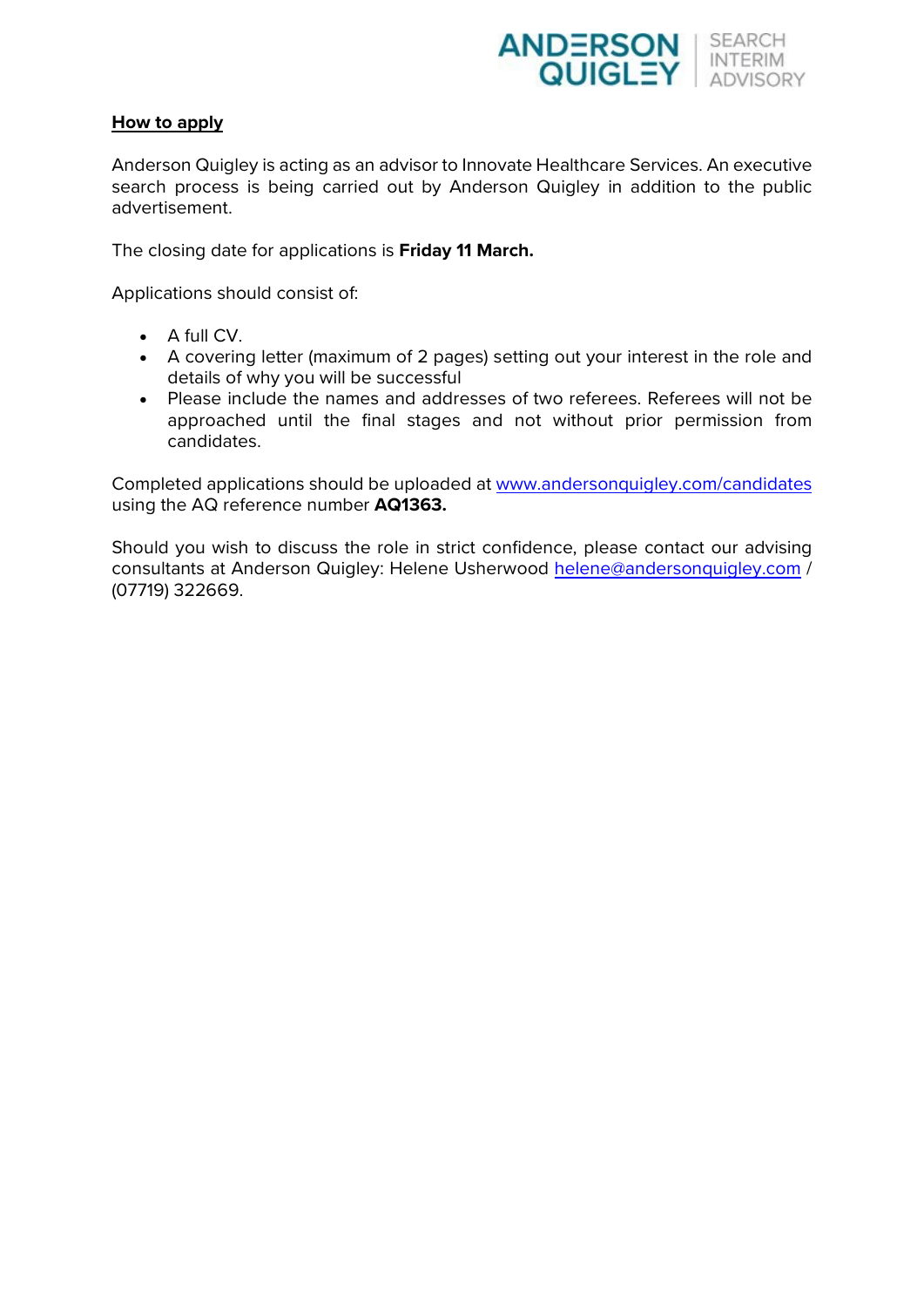## How to apply

Anderson Quigley is acting as an advisor to Innovate Healthcare Services. An executive search process is being carried out by Anderson Quigley in addition to the public advertisement.

The closing date for applications is **Friday 11 March.**

Applications should consist of:

- A full CV.
- A covering letter (maximum of 2 pages) setting out your interest in the role and details of why you will be successful
- Please include the names and addresses of two referees. Referees will not be approached until the final stages and not without prior permission from candidates.

Completed applications should be uploaded at www.andersonquigley.com/candidates using the AQ reference number **AQ1363.**

Should you wish to discuss the role in strict confidence, please contact our advising consultants at Anderson Quigley: Helene Usherwood helene@andersonquigley.com / (07719) 322669.